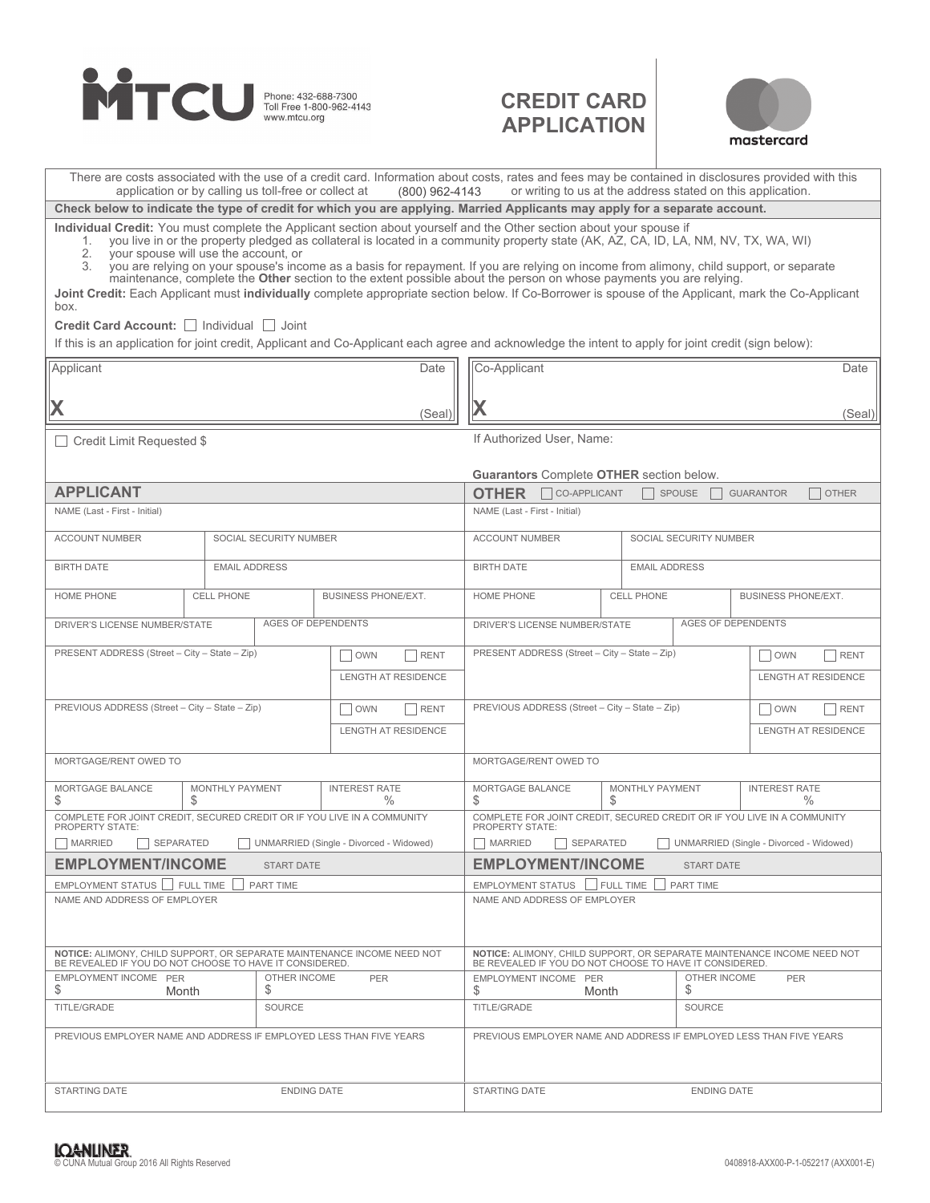MTCU Phone: 432-688-7300 Toll Free 1-800-962-4143 www.mtcu.org

# CREDIT CARD APPLICATION

mastercard

There are costs associated with the use of a credit card. Information about costs, rates and fees may be contained in disclosures provided with this application or by calling us toll-free or collect at (800) 962-4143 or writing to us at the address stated on this application.

**Check below to indicate the type of credit for which you are applying. Married Applicants may apply for a separate account.**

**Individual Credit:** You must complete the Applicant section about yourself and the Other section about your spouse if

1. you live in or the property pledged as collateral is located in a community property state (AK, AZ, CA, ID, LA, NM, NV, TX, WA, WI)
2. your spouse will use the account, or
3. you are relying on your spouse's income as a basis for repayment. If you are relying on income from alimony, child support, or separate maintenance, complete the **Other** section to the extent possible about the person on whose payments you are relying.

**Joint Credit:** Each Applicant must **individually** complete appropriate section below. If Co-Borrower is spouse of the Applicant, mark the Co-Applicant box.

**Credit Card Account:** ☐ Individual ☐ Joint

If this is an application for joint credit, Applicant and Co-Applicant each agree and acknowledge the intent to apply for joint credit (sign below):

| Applicant | Date | Co-Applicant | Date |
|---|---|---|---|
| X | (Seal) | X | (Seal) |

☐ Credit Limit Requested $

If Authorized User, Name:

**Guarantors** Complete **OTHER** section below.

| APPLICANT | OTHER ☐ CO-APPLICANT ☐ SPOUSE ☐ GUARANTOR ☐ OTHER |
|---|---|
| NAME (Last - First - Initial) | NAME (Last - First - Initial) |
| ACCOUNT NUMBER / SOCIAL SECURITY NUMBER | ACCOUNT NUMBER / SOCIAL SECURITY NUMBER |
| BIRTH DATE / EMAIL ADDRESS | BIRTH DATE / EMAIL ADDRESS |
| HOME PHONE / CELL PHONE / BUSINESS PHONE/EXT. | HOME PHONE / CELL PHONE / BUSINESS PHONE/EXT. |
| DRIVER'S LICENSE NUMBER/STATE / AGES OF DEPENDENTS | DRIVER'S LICENSE NUMBER/STATE / AGES OF DEPENDENTS |
| PRESENT ADDRESS (Street – City – State – Zip) ☐ OWN ☐ RENT / LENGTH AT RESIDENCE | PRESENT ADDRESS (Street – City – State – Zip) ☐ OWN ☐ RENT / LENGTH AT RESIDENCE |
| PREVIOUS ADDRESS (Street – City – State – Zip) ☐ OWN ☐ RENT / LENGTH AT RESIDENCE | PREVIOUS ADDRESS (Street – City – State – Zip) ☐ OWN ☐ RENT / LENGTH AT RESIDENCE |
| MORTGAGE/RENT OWED TO | MORTGAGE/RENT OWED TO |
| MORTGAGE BALANCE $ / MONTHLY PAYMENT $ / INTEREST RATE % | MORTGAGE BALANCE $ / MONTHLY PAYMENT $ / INTEREST RATE % |
| COMPLETE FOR JOINT CREDIT, SECURED CREDIT OR IF YOU LIVE IN A COMMUNITY PROPERTY STATE: ☐ MARRIED ☐ SEPARATED ☐ UNMARRIED (Single - Divorced - Widowed) | COMPLETE FOR JOINT CREDIT, SECURED CREDIT OR IF YOU LIVE IN A COMMUNITY PROPERTY STATE: ☐ MARRIED ☐ SEPARATED ☐ UNMARRIED (Single - Divorced - Widowed) |
| **EMPLOYMENT/INCOME** START DATE | **EMPLOYMENT/INCOME** START DATE |
| EMPLOYMENT STATUS ☐ FULL TIME ☐ PART TIME | EMPLOYMENT STATUS ☐ FULL TIME ☐ PART TIME |
| NAME AND ADDRESS OF EMPLOYER | NAME AND ADDRESS OF EMPLOYER |
| **NOTICE:** ALIMONY, CHILD SUPPORT, OR SEPARATE MAINTENANCE INCOME NEED NOT BE REVEALED IF YOU DO NOT CHOOSE TO HAVE IT CONSIDERED. | **NOTICE:** ALIMONY, CHILD SUPPORT, OR SEPARATE MAINTENANCE INCOME NEED NOT BE REVEALED IF YOU DO NOT CHOOSE TO HAVE IT CONSIDERED. |
| EMPLOYMENT INCOME $ PER Month / OTHER INCOME $ PER | EMPLOYMENT INCOME $ PER Month / OTHER INCOME $ PER |
| TITLE/GRADE / SOURCE | TITLE/GRADE / SOURCE |
| PREVIOUS EMPLOYER NAME AND ADDRESS IF EMPLOYED LESS THAN FIVE YEARS | PREVIOUS EMPLOYER NAME AND ADDRESS IF EMPLOYED LESS THAN FIVE YEARS |
| STARTING DATE / ENDING DATE | STARTING DATE / ENDING DATE |

LOANLINER
© CUNA Mutual Group 2016 All Rights Reserved

0408918-AXX00-P-1-052217 (AXX001-E)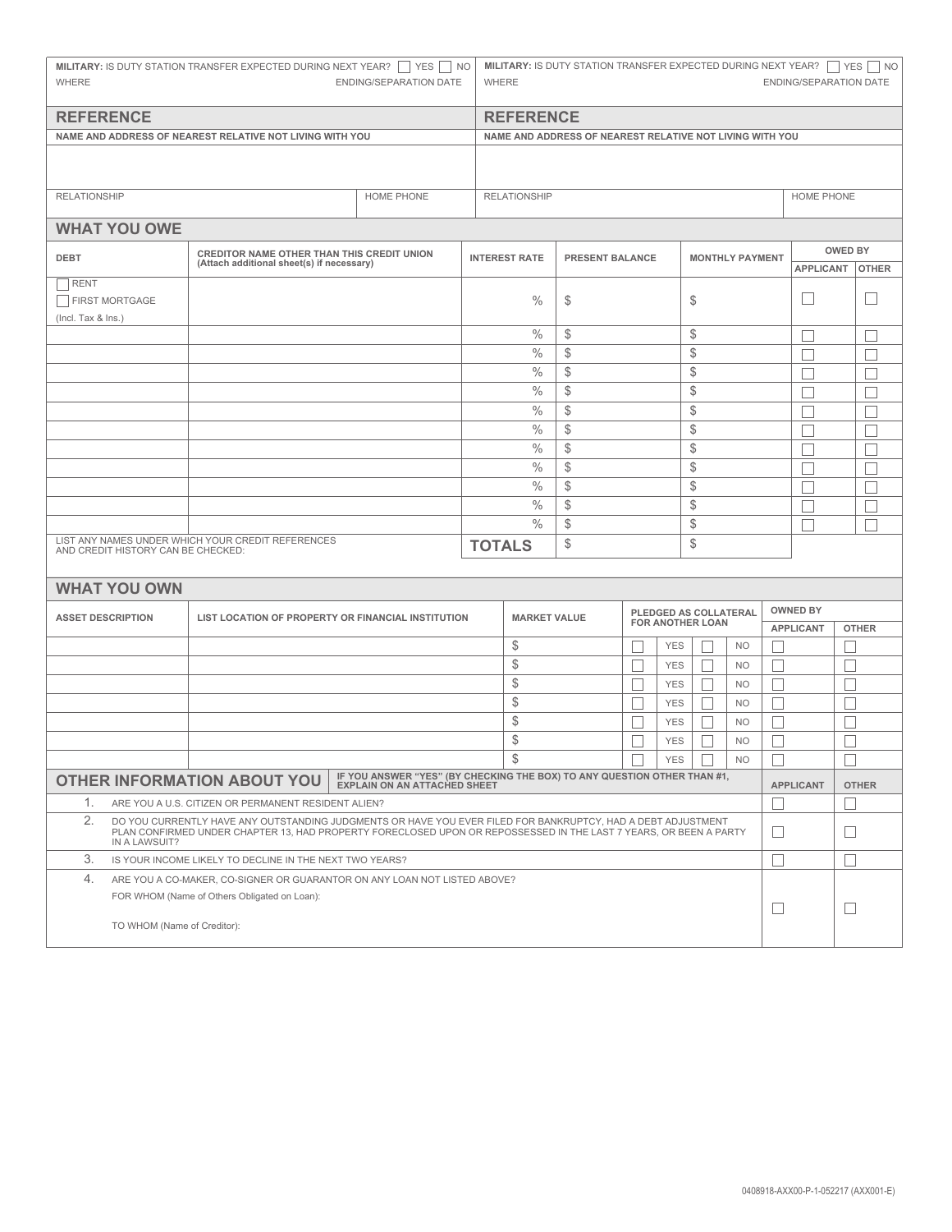| | |
|---|---|
| **MILITARY:** IS DUTY STATION TRANSFER EXPECTED DURING NEXT YEAR? ☐ YES ☐ NO | **MILITARY:** IS DUTY STATION TRANSFER EXPECTED DURING NEXT YEAR? ☐ YES ☐ NO |
| WHERE / ENDING/SEPARATION DATE | WHERE / ENDING/SEPARATION DATE |

## REFERENCE

| | |
|---|---|
| **NAME AND ADDRESS OF NEAREST RELATIVE NOT LIVING WITH YOU** | **NAME AND ADDRESS OF NEAREST RELATIVE NOT LIVING WITH YOU** |
| RELATIONSHIP / HOME PHONE | RELATIONSHIP / HOME PHONE |

## WHAT YOU OWE

| DEBT | CREDITOR NAME OTHER THAN THIS CREDIT UNION (Attach additional sheet(s) if necessary) | INTEREST RATE | PRESENT BALANCE | MONTHLY PAYMENT | OWED BY | |
|---|---|---|---|---|---|---|
| | | | | | APPLICANT | OTHER |
| ☐ RENT ☐ FIRST MORTGAGE (Incl. Tax & Ins.) | | % | $ | $ | ☐ | ☐ |
| | | % | $ | $ | ☐ | ☐ |
| | | % | $ | $ | ☐ | ☐ |
| | | % | $ | $ | ☐ | ☐ |
| | | % | $ | $ | ☐ | ☐ |
| | | % | $ | $ | ☐ | ☐ |
| | | % | $ | $ | ☐ | ☐ |
| | | % | $ | $ | ☐ | ☐ |
| | | % | $ | $ | ☐ | ☐ |
| | | % | $ | $ | ☐ | ☐ |
| | | % | $ | $ | ☐ | ☐ |
| | | % | $ | $ | ☐ | ☐ |
| LIST ANY NAMES UNDER WHICH YOUR CREDIT REFERENCES AND CREDIT HISTORY CAN BE CHECKED: | | **TOTALS** | $ | $ | | |

## WHAT YOU OWN

| ASSET DESCRIPTION | LIST LOCATION OF PROPERTY OR FINANCIAL INSTITUTION | MARKET VALUE | PLEDGED AS COLLATERAL FOR ANOTHER LOAN | OWNED BY | |
|---|---|---|---|---|---|
| | | | | APPLICANT | OTHER |
| | | $ | ☐ YES ☐ NO | ☐ | ☐ |
| | | $ | ☐ YES ☐ NO | ☐ | ☐ |
| | | $ | ☐ YES ☐ NO | ☐ | ☐ |
| | | $ | ☐ YES ☐ NO | ☐ | ☐ |
| | | $ | ☐ YES ☐ NO | ☐ | ☐ |
| | | $ | ☐ YES ☐ NO | ☐ | ☐ |
| | | $ | ☐ YES ☐ NO | ☐ | ☐ |

## OTHER INFORMATION ABOUT YOU

**IF YOU ANSWER "YES" (BY CHECKING THE BOX) TO ANY QUESTION OTHER THAN #1, EXPLAIN ON AN ATTACHED SHEET**

| | | APPLICANT | OTHER |
|---|---|---|---|
| 1. | ARE YOU A U.S. CITIZEN OR PERMANENT RESIDENT ALIEN? | ☐ | ☐ |
| 2. | DO YOU CURRENTLY HAVE ANY OUTSTANDING JUDGMENTS OR HAVE YOU EVER FILED FOR BANKRUPTCY, HAD A DEBT ADJUSTMENT PLAN CONFIRMED UNDER CHAPTER 13, HAD PROPERTY FORECLOSED UPON OR REPOSSESSED IN THE LAST 7 YEARS, OR BEEN A PARTY IN A LAWSUIT? | ☐ | ☐ |
| 3. | IS YOUR INCOME LIKELY TO DECLINE IN THE NEXT TWO YEARS? | ☐ | ☐ |
| 4. | ARE YOU A CO-MAKER, CO-SIGNER OR GUARANTOR ON ANY LOAN NOT LISTED ABOVE? FOR WHOM (Name of Others Obligated on Loan): TO WHOM (Name of Creditor): | ☐ | ☐ |

0408918-AXX00-P-1-052217 (AXX001-E)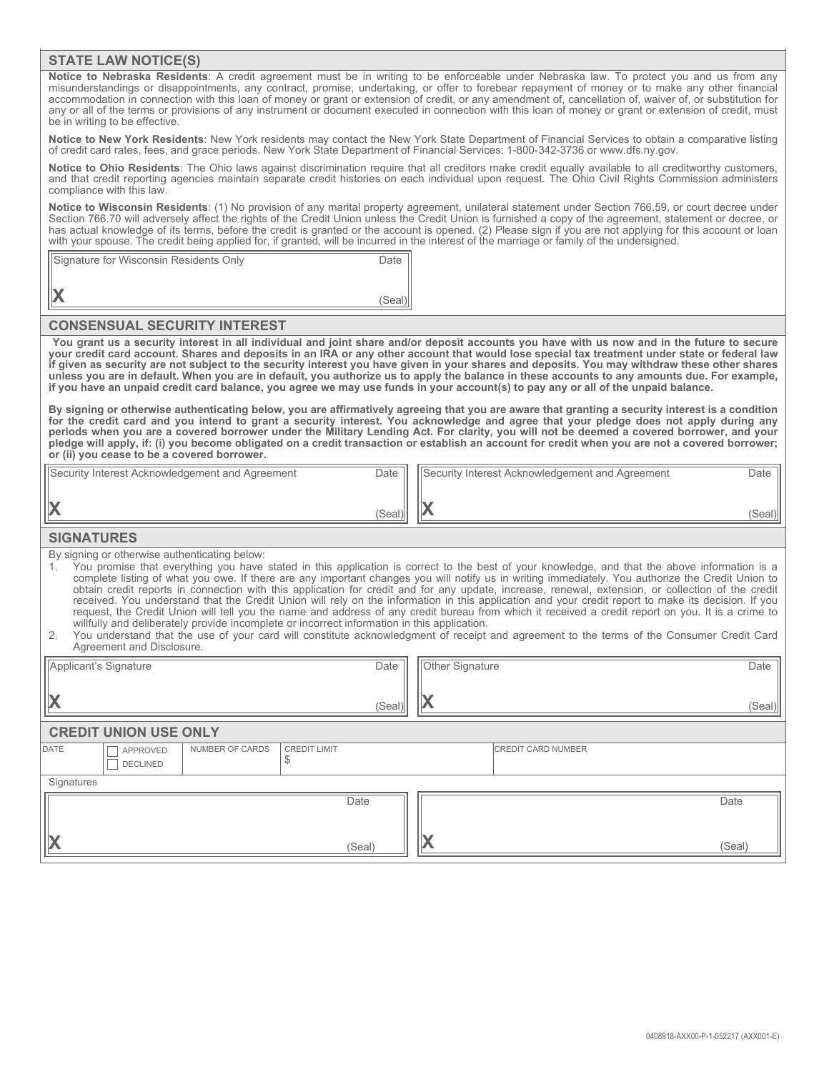## STATE LAW NOTICE(S)

**Notice to Nebraska Residents**: A credit agreement must be in writing to be enforceable under Nebraska law. To protect you and us from any misunderstandings or disappointments, any contract, promise, undertaking, or offer to forebear repayment of money or to make any other financial accommodation in connection with this loan of money or grant or extension of credit, or any amendment of, cancellation of, waiver of, or substitution for any or all of the terms or provisions of any instrument or document executed in connection with this loan of money or grant or extension of credit, must be in writing to be effective.

**Notice to New York Residents**: New York residents may contact the New York State Department of Financial Services to obtain a comparative listing of credit card rates, fees, and grace periods. New York State Department of Financial Services: 1-800-342-3736 or www.dfs.ny.gov.

**Notice to Ohio Residents**: The Ohio laws against discrimination require that all creditors make credit equally available to all creditworthy customers, and that credit reporting agencies maintain separate credit histories on each individual upon request. The Ohio Civil Rights Commission administers compliance with this law.

**Notice to Wisconsin Residents**: (1) No provision of any marital property agreement, unilateral statement under Section 766.59, or court decree under Section 766.70 will adversely affect the rights of the Credit Union unless the Credit Union is furnished a copy of the agreement, statement or decree, or has actual knowledge of its terms, before the credit is granted or the account is opened. (2) Please sign if you are not applying for this account or loan with your spouse. The credit being applied for, if granted, will be incurred in the interest of the marriage or family of the undersigned.

| Signature for Wisconsin Residents Only | Date |
|---|---|
| X | (Seal) |

## CONSENSUAL SECURITY INTEREST

**You grant us a security interest in all individual and joint share and/or deposit accounts you have with us now and in the future to secure your credit card account. Shares and deposits in an IRA or any other account that would lose special tax treatment under state or federal law if given as security are not subject to the security interest you have given in your shares and deposits. You may withdraw these other shares unless you are in default. When you are in default, you authorize us to apply the balance in these accounts to any amounts due. For example, if you have an unpaid credit card balance, you agree we may use funds in your account(s) to pay any or all of the unpaid balance.**

**By signing or otherwise authenticating below, you are affirmatively agreeing that you are aware that granting a security interest is a condition for the credit card and you intend to grant a security interest. You acknowledge and agree that your pledge does not apply during any periods when you are a covered borrower under the Military Lending Act. For clarity, you will not be deemed a covered borrower, and your pledge will apply, if: (i) you become obligated on a credit transaction or establish an account for credit when you are not a covered borrower; or (ii) you cease to be a covered borrower.**

| Security Interest Acknowledgement and Agreement | Date | Security Interest Acknowledgement and Agreement | Date |
|---|---|---|---|
| X | (Seal) | X | (Seal) |

## SIGNATURES

By signing or otherwise authenticating below:

1. You promise that everything you have stated in this application is correct to the best of your knowledge, and that the above information is a complete listing of what you owe. If there are any important changes you will notify us in writing immediately. You authorize the Credit Union to obtain credit reports in connection with this application for credit and for any update, increase, renewal, extension, or collection of the credit received. You understand that the Credit Union will rely on the information in this application and your credit report to make its decision. If you request, the Credit Union will tell you the name and address of any credit bureau from which it received a credit report on you. It is a crime to willfully and deliberately provide incomplete or incorrect information in this application.
2. You understand that the use of your card will constitute acknowledgment of receipt and agreement to the terms of the Consumer Credit Card Agreement and Disclosure.

| Applicant's Signature | Date | Other Signature | Date |
|---|---|---|---|
| X | (Seal) | X | (Seal) |

## CREDIT UNION USE ONLY

| DATE | ☐ APPROVED ☐ DECLINED | NUMBER OF CARDS | CREDIT LIMIT | CREDIT CARD NUMBER |
|---|---|---|---|---|
| | | | $ | |

Signatures

| | Date | | Date |
|---|---|---|---|
| X | (Seal) | X | (Seal) |

0408918-AXX00-P-1-052217 (AXX001-E)